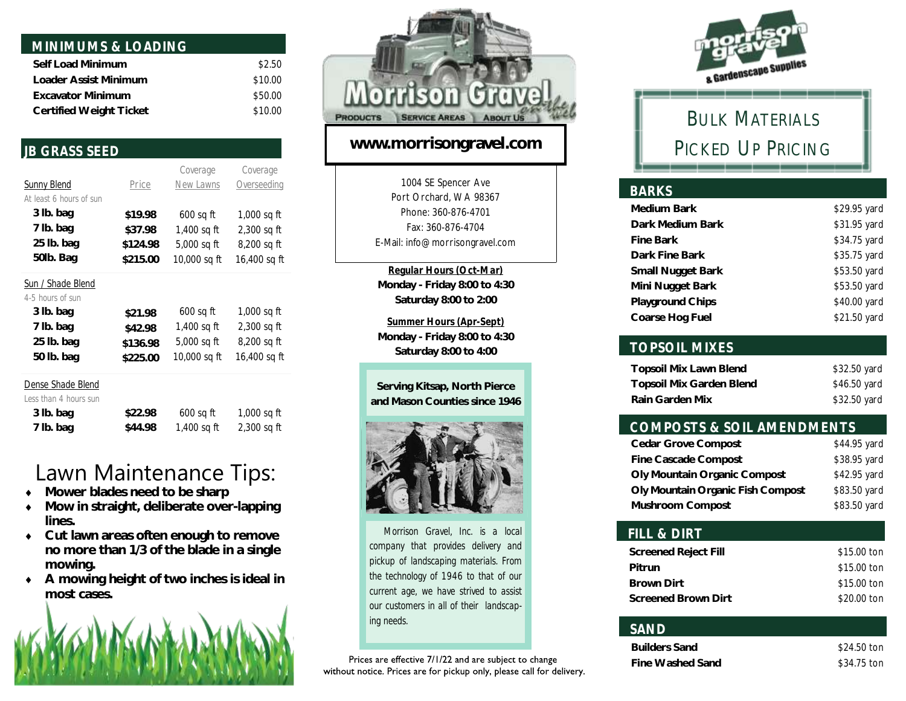## MINIMUMS & LOADING

| | |
|---|---|
| **Self Load Minimum** | $2.50 |
| **Loader Assist Minimum** | $10.00 |
| **Excavator Minimum** | $50.00 |
| **Certified Weight Ticket** | $10.00 |

## JB GRASS SEED

| Sunny Blend | Price | Coverage New Lawns | Coverage Overseeding |
|---|---|---|---|
| At least 6 hours of sun | | | |
| **3 lb. bag** | **$19.98** | 600 sq ft | 1,000 sq ft |
| **7 lb. bag** | **$37.98** | 1,400 sq ft | 2,300 sq ft |
| **25 lb. bag** | **$124.98** | 5,000 sq ft | 8,200 sq ft |
| **50lb. Bag** | **$215.00** | 10,000 sq ft | 16,400 sq ft |

| Sun / Shade Blend | | | |
|---|---|---|---|
| 4-5 hours of sun | | | |
| **3 lb. bag** | **$21.98** | 600 sq ft | 1,000 sq ft |
| **7 lb. bag** | **$42.98** | 1,400 sq ft | 2,300 sq ft |
| **25 lb. bag** | **$136.98** | 5,000 sq ft | 8,200 sq ft |
| **50 lb. bag** | **$225.00** | 10,000 sq ft | 16,400 sq ft |

| Dense Shade Blend | | | |
|---|---|---|---|
| Less than 4 hours sun | | | |
| **3 lb. bag** | **$22.98** | 600 sq ft | 1,000 sq ft |
| **7 lb. bag** | **$44.98** | 1,400 sq ft | 2,300 sq ft |

# Lawn Maintenance Tips:

- **Mower blades need to be sharp**
- **Mow in straight, deliberate over-lapping lines.**
- **Cut lawn areas often enough to remove no more than 1/3 of the blade in a single mowing.**
- **A mowing height of two inches is ideal in most cases.**

Morrison Gravel

PRODUCTS | SERVICE AREAS | ABOUT US

**www.morrisongravel.com**

1004 SE Spencer Ave
Port Orchard, WA 98367
Phone: 360-876-4701
Fax: 360-876-4704
E-Mail: info@morrisongravel.com

**Regular Hours (Oct-Mar)**
**Monday - Friday 8:00 to 4:30**
**Saturday 8:00 to 2:00**

**Summer Hours (Apr-Sept)**
**Monday - Friday 8:00 to 4:30**
**Saturday 8:00 to 4:00**

**Serving Kitsap, North Pierce and Mason Counties since 1946**

Morrison Gravel, Inc. is a local company that provides delivery and pickup of landscaping materials. From the technology of 1946 to that of our current age, we have strived to assist our customers in all of their landscaping needs.

Prices are effective 7/1/22 and are subject to change without notice. Prices are for pickup only, please call for delivery.

morrison gravel & Gardenscape Supplies

# BULK MATERIALS PICKED UP PRICING

## BARKS

| | |
|---|---|
| **Medium Bark** | $29.95 yard |
| **Dark Medium Bark** | $31.95 yard |
| **Fine Bark** | $34.75 yard |
| **Dark Fine Bark** | $35.75 yard |
| **Small Nugget Bark** | $53.50 yard |
| **Mini Nugget Bark** | $53.50 yard |
| **Playground Chips** | $40.00 yard |
| **Coarse Hog Fuel** | $21.50 yard |

## TOPSOIL MIXES

| | |
|---|---|
| **Topsoil Mix Lawn Blend** | $32.50 yard |
| **Topsoil Mix Garden Blend** | $46.50 yard |
| **Rain Garden Mix** | $32.50 yard |

## COMPOSTS & SOIL AMENDMENTS

| | |
|---|---|
| **Cedar Grove Compost** | $44.95 yard |
| **Fine Cascade Compost** | $38.95 yard |
| **Oly Mountain Organic Compost** | $42.95 yard |
| **Oly Mountain Organic Fish Compost** | $83.50 yard |
| **Mushroom Compost** | $83.50 yard |

## FILL & DIRT

| | |
|---|---|
| **Screened Reject Fill** | $15.00 ton |
| **Pitrun** | $15.00 ton |
| **Brown Dirt** | $15.00 ton |
| **Screened Brown Dirt** | $20.00 ton |

## SAND

| | |
|---|---|
| **Builders Sand** | $24.50 ton |
| **Fine Washed Sand** | $34.75 ton |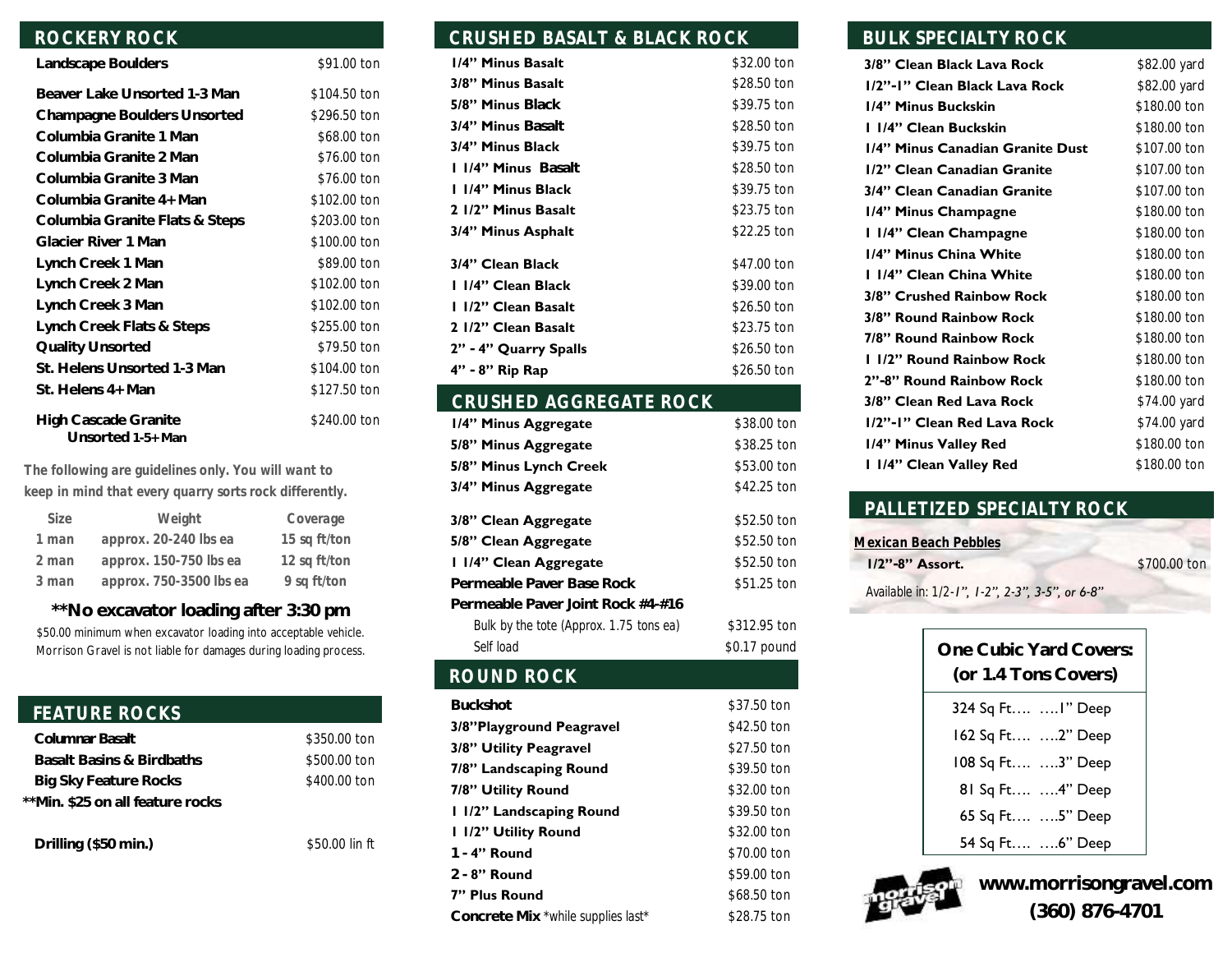## ROCKERY ROCK

| | |
|---|---|
| Landscape Boulders | $91.00 ton |
| Beaver Lake Unsorted 1-3 Man | $104.50 ton |
| Champagne Boulders Unsorted | $296.50 ton |
| Columbia Granite 1 Man | $68.00 ton |
| Columbia Granite 2 Man | $76.00 ton |
| Columbia Granite 3 Man | $76.00 ton |
| Columbia Granite 4+ Man | $102.00 ton |
| Columbia Granite Flats & Steps | $203.00 ton |
| Glacier River 1 Man | $100.00 ton |
| Lynch Creek 1 Man | $89.00 ton |
| Lynch Creek 2 Man | $102.00 ton |
| Lynch Creek 3 Man | $102.00 ton |
| Lynch Creek Flats & Steps | $255.00 ton |
| Quality Unsorted | $79.50 ton |
| St. Helens Unsorted 1-3 Man | $104.00 ton |
| St. Helens 4+ Man | $127.50 ton |
| High Cascade Granite Unsorted 1-5+ Man | $240.00 ton |

The following are guidelines only. You will want to keep in mind that every quarry sorts rock differently.

| Size | Weight | Coverage |
|---|---|---|
| 1 man | approx. 20-240 lbs ea | 15 sq ft/ton |
| 2 man | approx. 150-750 lbs ea | 12 sq ft/ton |
| 3 man | approx. 750-3500 lbs ea | 9 sq ft/ton |

**No excavator loading after 3:30 pm**

$50.00 minimum when excavator loading into acceptable vehicle. Morrison Gravel is not liable for damages during loading process.

## FEATURE ROCKS

| | |
|---|---|
| Columnar Basalt | $350.00 ton |
| Basalt Basins & Birdbaths | $500.00 ton |
| Big Sky Feature Rocks | $400.00 ton |

**Min. $25 on all feature rocks

| | |
|---|---|
| Drilling ($50 min.) | $50.00 lin ft |

## CRUSHED BASALT & BLACK ROCK

| | |
|---|---|
| 1/4" Minus Basalt | $32.00 ton |
| 3/8" Minus Basalt | $28.50 ton |
| 5/8" Minus Black | $39.75 ton |
| 3/4" Minus Basalt | $28.50 ton |
| 3/4" Minus Black | $39.75 ton |
| 1 1/4" Minus Basalt | $28.50 ton |
| 1 1/4" Minus Black | $39.75 ton |
| 2 1/2" Minus Basalt | $23.75 ton |
| 3/4" Minus Asphalt | $22.25 ton |
| 3/4" Clean Black | $47.00 ton |
| 1 1/4" Clean Black | $39.00 ton |
| 1 1/2" Clean Basalt | $26.50 ton |
| 2 1/2" Clean Basalt | $23.75 ton |
| 2" - 4" Quarry Spalls | $26.50 ton |
| 4" - 8" Rip Rap | $26.50 ton |

## CRUSHED AGGREGATE ROCK

| | |
|---|---|
| 1/4" Minus Aggregate | $38.00 ton |
| 5/8" Minus Aggregate | $38.25 ton |
| 5/8" Minus Lynch Creek | $53.00 ton |
| 3/4" Minus Aggregate | $42.25 ton |
| 3/8" Clean Aggregate | $52.50 ton |
| 5/8" Clean Aggregate | $52.50 ton |
| 1 1/4" Clean Aggregate | $52.50 ton |
| Permeable Paver Base Rock | $51.25 ton |
| Permeable Paver Joint Rock #4-#16 | |
| Bulk by the tote (Approx. 1.75 tons ea) | $312.95 ton |
| Self load | $0.17 pound |

## ROUND ROCK

| | |
|---|---|
| Buckshot | $37.50 ton |
| 3/8" Playground Peagravel | $42.50 ton |
| 3/8" Utility Peagravel | $27.50 ton |
| 7/8" Landscaping Round | $39.50 ton |
| 7/8" Utility Round | $32.00 ton |
| 1 1/2" Landscaping Round | $39.50 ton |
| 1 1/2" Utility Round | $32.00 ton |
| 1 - 4" Round | $70.00 ton |
| 2 - 8" Round | $59.00 ton |
| 7" Plus Round | $68.50 ton |
| Concrete Mix *while supplies last* | $28.75 ton |

## BULK SPECIALTY ROCK

| | |
|---|---|
| 3/8" Clean Black Lava Rock | $82.00 yard |
| 1/2"-1" Clean Black Lava Rock | $82.00 yard |
| 1/4" Minus Buckskin | $180.00 ton |
| 1 1/4" Clean Buckskin | $180.00 ton |
| 1/4" Minus Canadian Granite Dust | $107.00 ton |
| 1/2" Clean Canadian Granite | $107.00 ton |
| 3/4" Clean Canadian Granite | $107.00 ton |
| 1/4" Minus Champagne | $180.00 ton |
| 1 1/4" Clean Champagne | $180.00 ton |
| 1/4" Minus China White | $180.00 ton |
| 1 1/4" Clean China White | $180.00 ton |
| 3/8" Crushed Rainbow Rock | $180.00 ton |
| 3/8" Round Rainbow Rock | $180.00 ton |
| 7/8" Round Rainbow Rock | $180.00 ton |
| 1 1/2" Round Rainbow Rock | $180.00 ton |
| 2"-8" Round Rainbow Rock | $180.00 ton |
| 3/8" Clean Red Lava Rock | $74.00 yard |
| 1/2"-1" Clean Red Lava Rock | $74.00 yard |
| 1/4" Minus Valley Red | $180.00 ton |
| 1 1/4" Clean Valley Red | $180.00 ton |

## PALLETIZED SPECIALTY ROCK

**Mexican Beach Pebbles**

| | |
|---|---|
| 1/2"-8" Assort. | $700.00 ton |

Available in: 1/2-1", 1-2", 2-3", 3-5", or 6-8"

**One Cubic Yard Covers: (or 1.4 Tons Covers)**

- 324 Sq Ft…. ….1" Deep
- 162 Sq Ft…. ….2" Deep
- 108 Sq Ft…. ….3" Deep
- 81 Sq Ft…. ….4" Deep
- 65 Sq Ft…. ….5" Deep
- 54 Sq Ft…. ….6" Deep

**www.morrisongravel.com**
**(360) 876-4701**